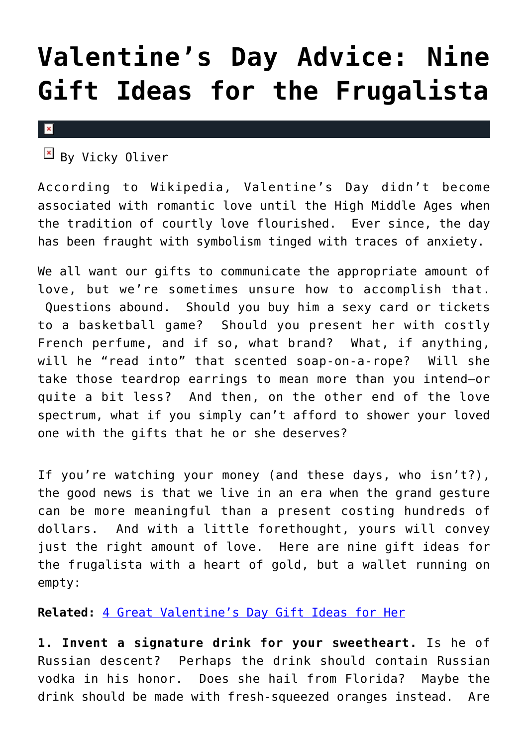# Valentine's Day Advice: Nine Gift Ideas for the Frugalista

By Vicky Oliver

According to Wikipedia, Valentine's Day didn't become associated with romantic love until the High Middle Ages when the tradition of courtly love flourished. Ever since, the day has been fraught with symbolism tinged with traces of anxiety.

We all want our gifts to communicate the appropriate amount of love, but we're sometimes unsure how to accomplish that. Questions abound. Should you buy him a sexy card or tickets to a basketball game? Should you present her with costly French perfume, and if so, what brand? What, if anything, will he "read into" that scented soap-on-a-rope? Will she take those teardrop earrings to mean more than you intend—or quite a bit less? And then, on the other end of the love spectrum, what if you simply can't afford to shower your loved one with the gifts that he or she deserves?

If you're watching your money (and these days, who isn't?), the good news is that we live in an era when the grand gesture can be more meaningful than a present costing hundreds of dollars. And with a little forethought, yours will convey just the right amount of love. Here are nine gift ideas for the frugalista with a heart of gold, but a wallet running on empty:

**Related:** 4 Great Valentine's Day Gift Ideas for Her

**1. Invent a signature drink for your sweetheart.** Is he of Russian descent? Perhaps the drink should contain Russian vodka in his honor. Does she hail from Florida? Maybe the drink should be made with fresh-squeezed oranges instead. Are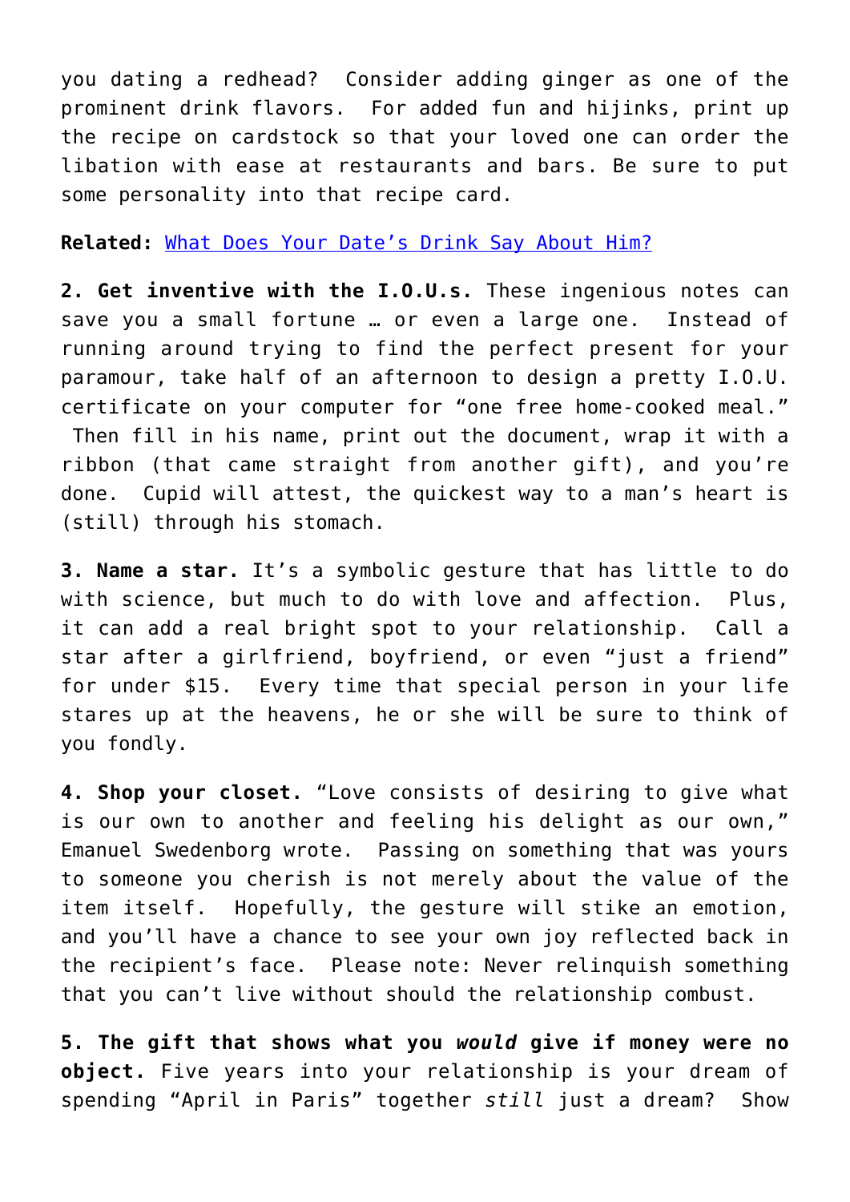you dating a redhead? Consider adding ginger as one of the prominent drink flavors. For added fun and hijinks, print up the recipe on cardstock so that your loved one can order the libation with ease at restaurants and bars. Be sure to put some personality into that recipe card.

**Related:** [What Does Your Date's Drink Say About Him?]()

**2. Get inventive with the I.O.U.s.** These ingenious notes can save you a small fortune … or even a large one. Instead of running around trying to find the perfect present for your paramour, take half of an afternoon to design a pretty I.O.U. certificate on your computer for "one free home-cooked meal." Then fill in his name, print out the document, wrap it with a ribbon (that came straight from another gift), and you're done. Cupid will attest, the quickest way to a man's heart is (still) through his stomach.

**3. Name a star.** It's a symbolic gesture that has little to do with science, but much to do with love and affection. Plus, it can add a real bright spot to your relationship. Call a star after a girlfriend, boyfriend, or even "just a friend" for under $15. Every time that special person in your life stares up at the heavens, he or she will be sure to think of you fondly.

**4. Shop your closet.** "Love consists of desiring to give what is our own to another and feeling his delight as our own," Emanuel Swedenborg wrote. Passing on something that was yours to someone you cherish is not merely about the value of the item itself. Hopefully, the gesture will stike an emotion, and you'll have a chance to see your own joy reflected back in the recipient's face. Please note: Never relinquish something that you can't live without should the relationship combust.

**5. The gift that shows what you *would* give if money were no object.** Five years into your relationship is your dream of spending "April in Paris" together *still* just a dream? Show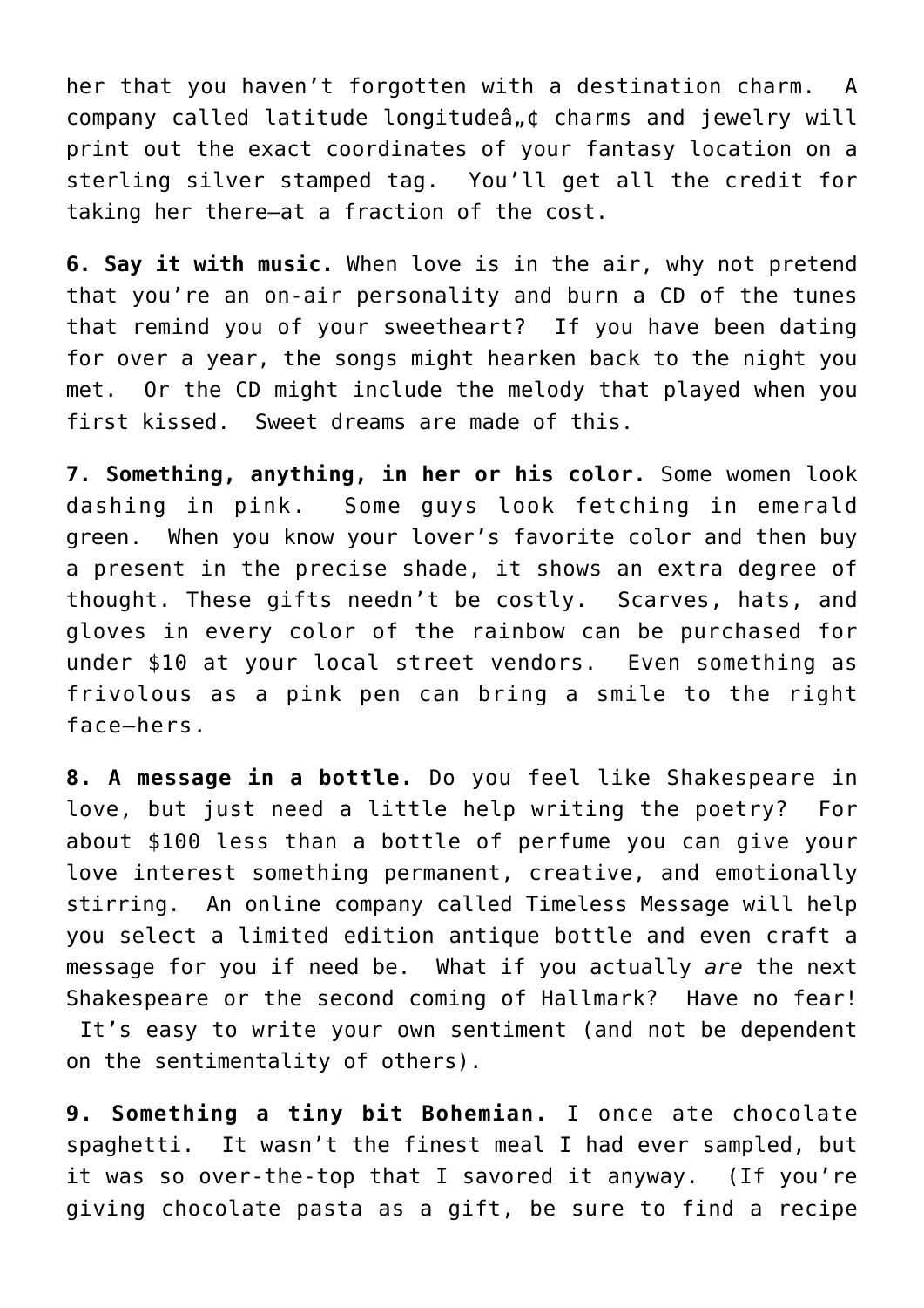her that you haven't forgotten with a destination charm. A company called latitude longitudeâ„¢ charms and jewelry will print out the exact coordinates of your fantasy location on a sterling silver stamped tag. You'll get all the credit for taking her there—at a fraction of the cost.

**6. Say it with music.** When love is in the air, why not pretend that you're an on-air personality and burn a CD of the tunes that remind you of your sweetheart? If you have been dating for over a year, the songs might hearken back to the night you met. Or the CD might include the melody that played when you first kissed. Sweet dreams are made of this.

**7. Something, anything, in her or his color.** Some women look dashing in pink. Some guys look fetching in emerald green. When you know your lover's favorite color and then buy a present in the precise shade, it shows an extra degree of thought. These gifts needn't be costly. Scarves, hats, and gloves in every color of the rainbow can be purchased for under $10 at your local street vendors. Even something as frivolous as a pink pen can bring a smile to the right face—hers.

**8. A message in a bottle.** Do you feel like Shakespeare in love, but just need a little help writing the poetry? For about $100 less than a bottle of perfume you can give your love interest something permanent, creative, and emotionally stirring. An online company called Timeless Message will help you select a limited edition antique bottle and even craft a message for you if need be. What if you actually *are* the next Shakespeare or the second coming of Hallmark? Have no fear! It's easy to write your own sentiment (and not be dependent on the sentimentality of others).

**9. Something a tiny bit Bohemian.** I once ate chocolate spaghetti. It wasn't the finest meal I had ever sampled, but it was so over-the-top that I savored it anyway. (If you're giving chocolate pasta as a gift, be sure to find a recipe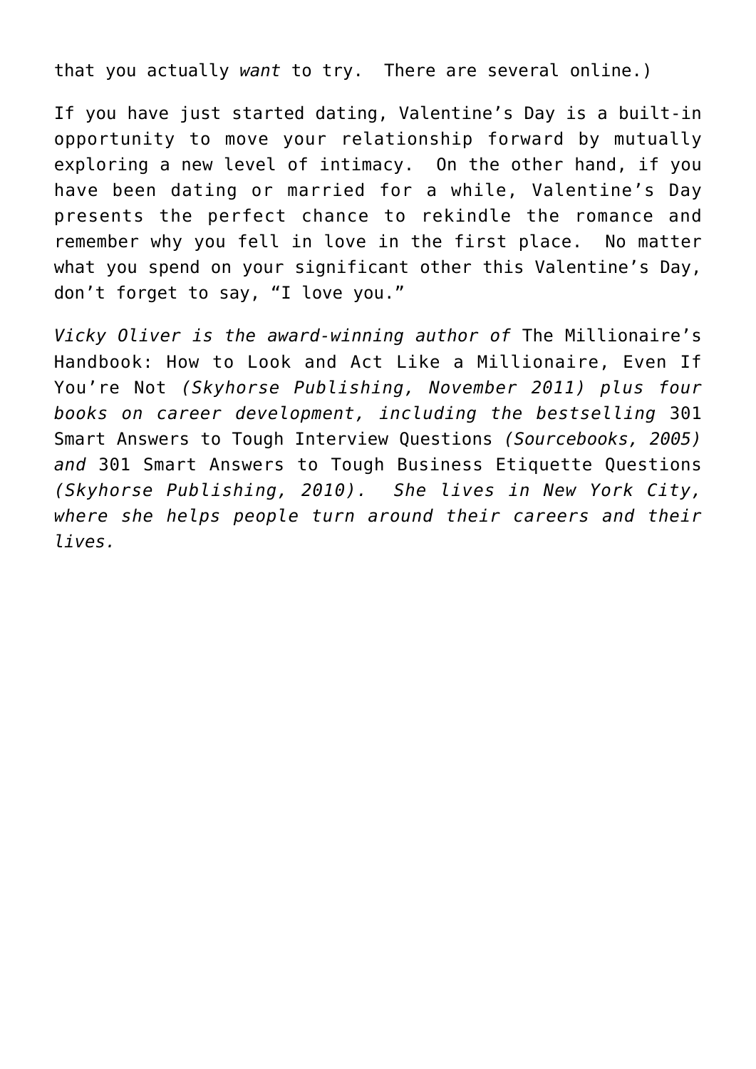that you actually *want* to try.  There are several online.)

If you have just started dating, Valentine's Day is a built-in opportunity to move your relationship forward by mutually exploring a new level of intimacy.  On the other hand, if you have been dating or married for a while, Valentine's Day presents the perfect chance to rekindle the romance and remember why you fell in love in the first place.  No matter what you spend on your significant other this Valentine's Day, don't forget to say, "I love you."

*Vicky Oliver is the award-winning author of* The Millionaire's Handbook: How to Look and Act Like a Millionaire, Even If You're Not *(Skyhorse Publishing, November 2011) plus four books on career development, including the bestselling* 301 Smart Answers to Tough Interview Questions *(Sourcebooks, 2005) and* 301 Smart Answers to Tough Business Etiquette Questions *(Skyhorse Publishing, 2010).  She lives in New York City, where she helps people turn around their careers and their lives.*